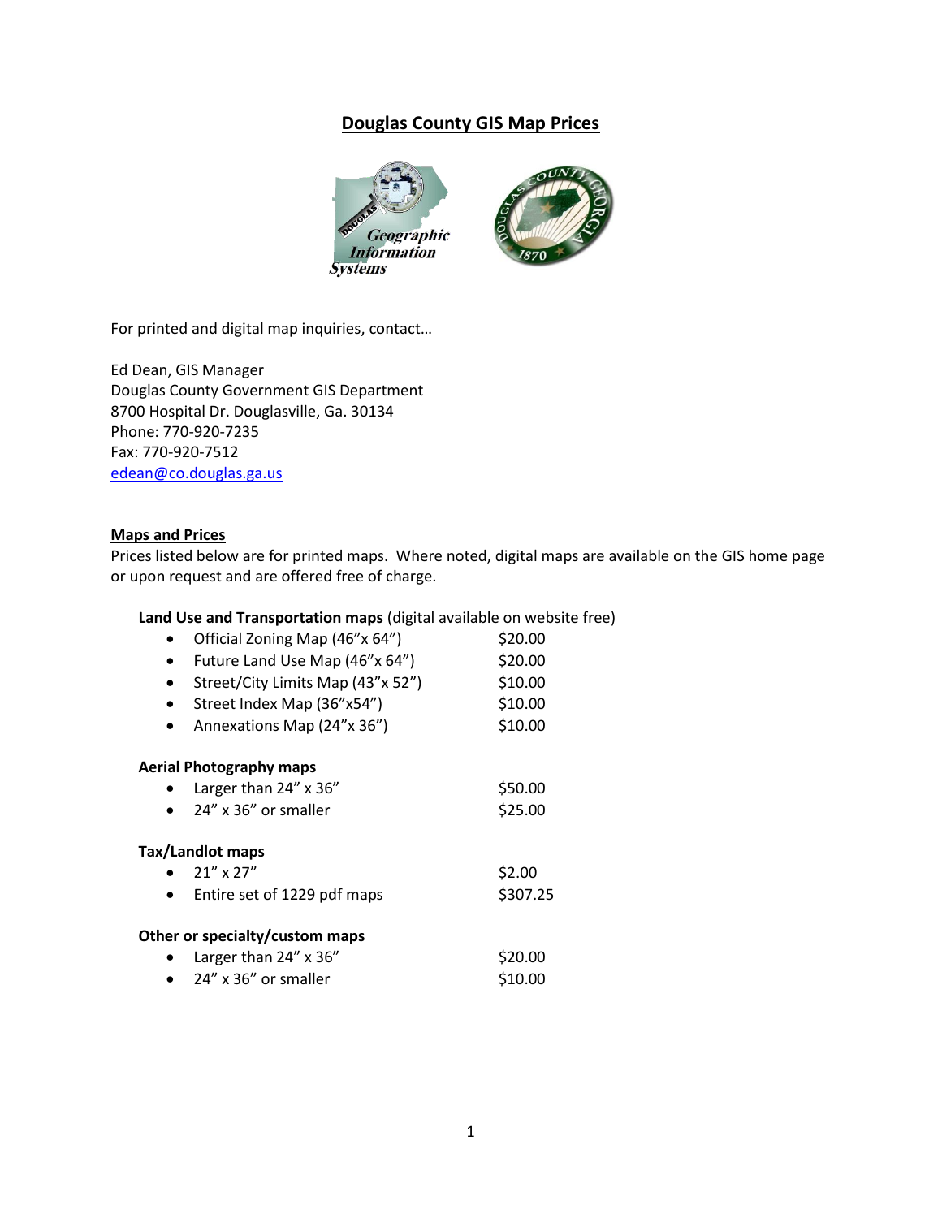# Douglas County GIS Map Prices

For printed and digital map inquiries, contact…

Ed Dean, GIS Manager
Douglas County Government GIS Department
8700 Hospital Dr. Douglasville, Ga. 30134
Phone: 770-920-7235
Fax: 770-920-7512
edean@co.douglas.ga.us

## Maps and Prices

Prices listed below are for printed maps. Where noted, digital maps are available on the GIS home page or upon request and are offered free of charge.

**Land Use and Transportation maps** (digital available on website free)

- Official Zoning Map (46"x 64") $20.00
- Future Land Use Map (46"x 64") $20.00
- Street/City Limits Map (43"x 52") $10.00
- Street Index Map (36"x54") $10.00
- Annexations Map (24"x 36") $10.00

**Aerial Photography maps**

- Larger than 24" x 36" $50.00
- 24" x 36" or smaller $25.00

**Tax/Landlot maps**

- 21" x 27" $2.00
- Entire set of 1229 pdf maps $307.25

**Other or specialty/custom maps**

- Larger than 24" x 36" $20.00
- 24" x 36" or smaller $10.00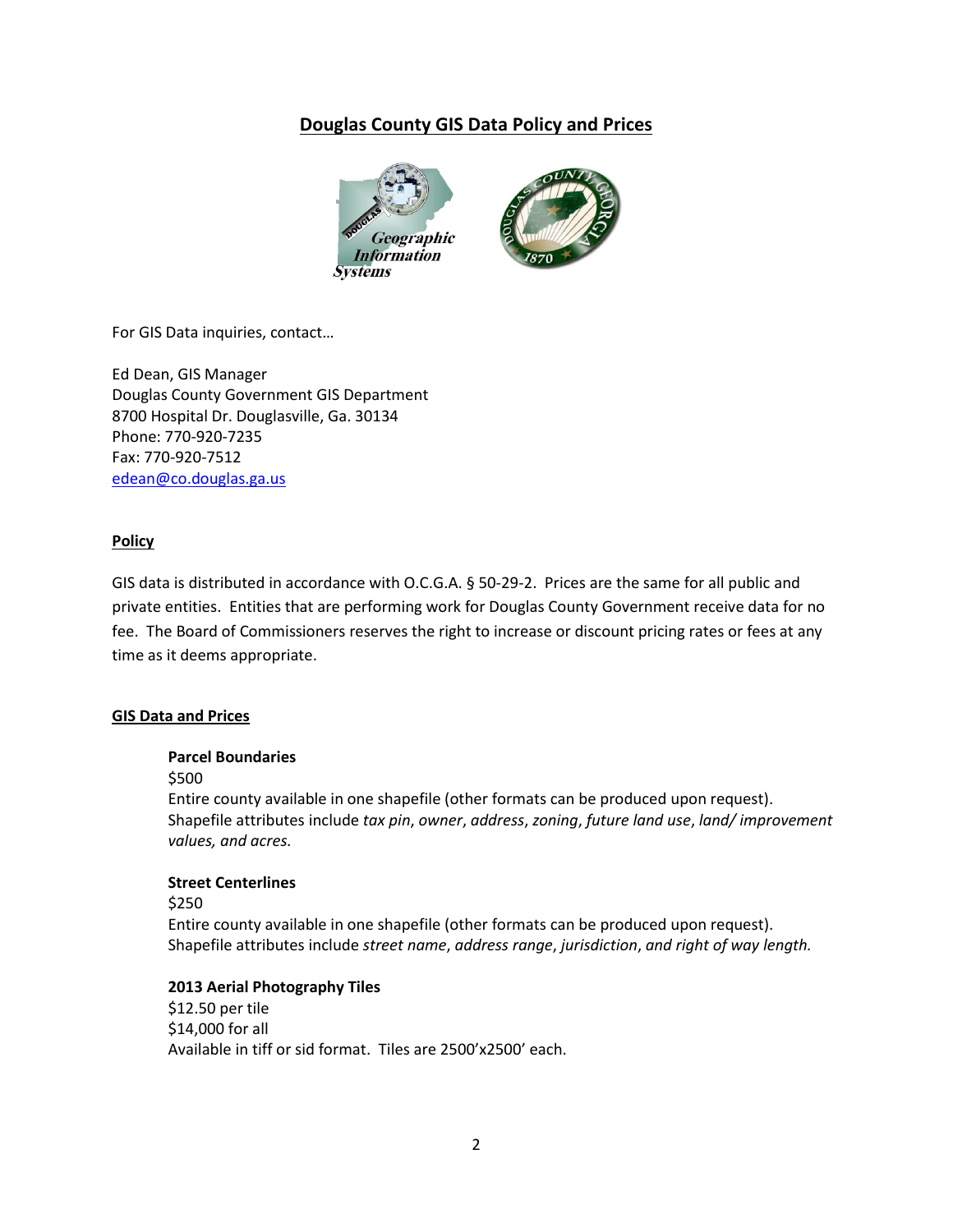# Douglas County GIS Data Policy and Prices

For GIS Data inquiries, contact…

Ed Dean, GIS Manager
Douglas County Government GIS Department
8700 Hospital Dr. Douglasville, Ga. 30134
Phone: 770-920-7235
Fax: 770-920-7512
edean@co.douglas.ga.us

## Policy

GIS data is distributed in accordance with O.C.G.A. § 50-29-2. Prices are the same for all public and private entities. Entities that are performing work for Douglas County Government receive data for no fee. The Board of Commissioners reserves the right to increase or discount pricing rates or fees at any time as it deems appropriate.

## GIS Data and Prices

**Parcel Boundaries**
$500
Entire county available in one shapefile (other formats can be produced upon request). Shapefile attributes include *tax pin*, *owner*, *address*, *zoning*, *future land use*, *land/ improvement values, and acres.*

**Street Centerlines**
$250
Entire county available in one shapefile (other formats can be produced upon request). Shapefile attributes include *street name*, *address range*, *jurisdiction*, *and right of way length.*

**2013 Aerial Photography Tiles**
$12.50 per tile
$14,000 for all
Available in tiff or sid format. Tiles are 2500'x2500' each.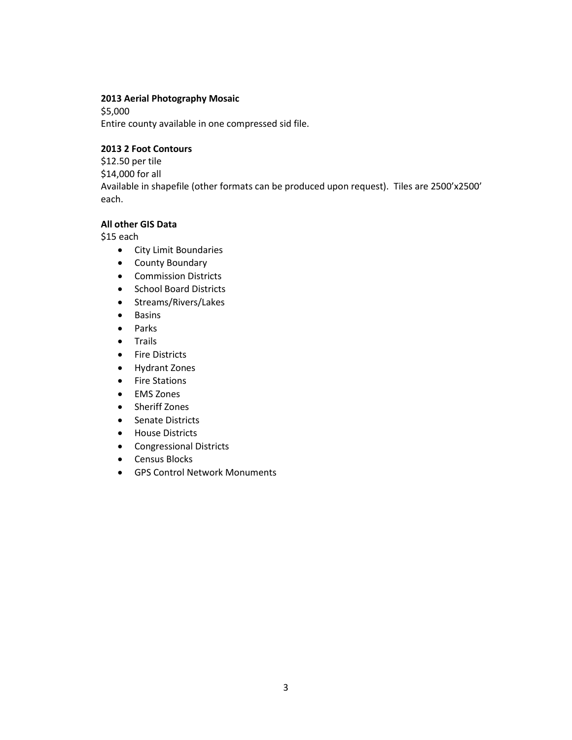**2013 Aerial Photography Mosaic**

$5,000

Entire county available in one compressed sid file.

**2013 2 Foot Contours**

$12.50 per tile

$14,000 for all

Available in shapefile (other formats can be produced upon request). Tiles are 2500'x2500' each.

**All other GIS Data**

$15 each

- City Limit Boundaries
- County Boundary
- Commission Districts
- School Board Districts
- Streams/Rivers/Lakes
- Basins
- Parks
- Trails
- Fire Districts
- Hydrant Zones
- Fire Stations
- EMS Zones
- Sheriff Zones
- Senate Districts
- House Districts
- Congressional Districts
- Census Blocks
- GPS Control Network Monuments